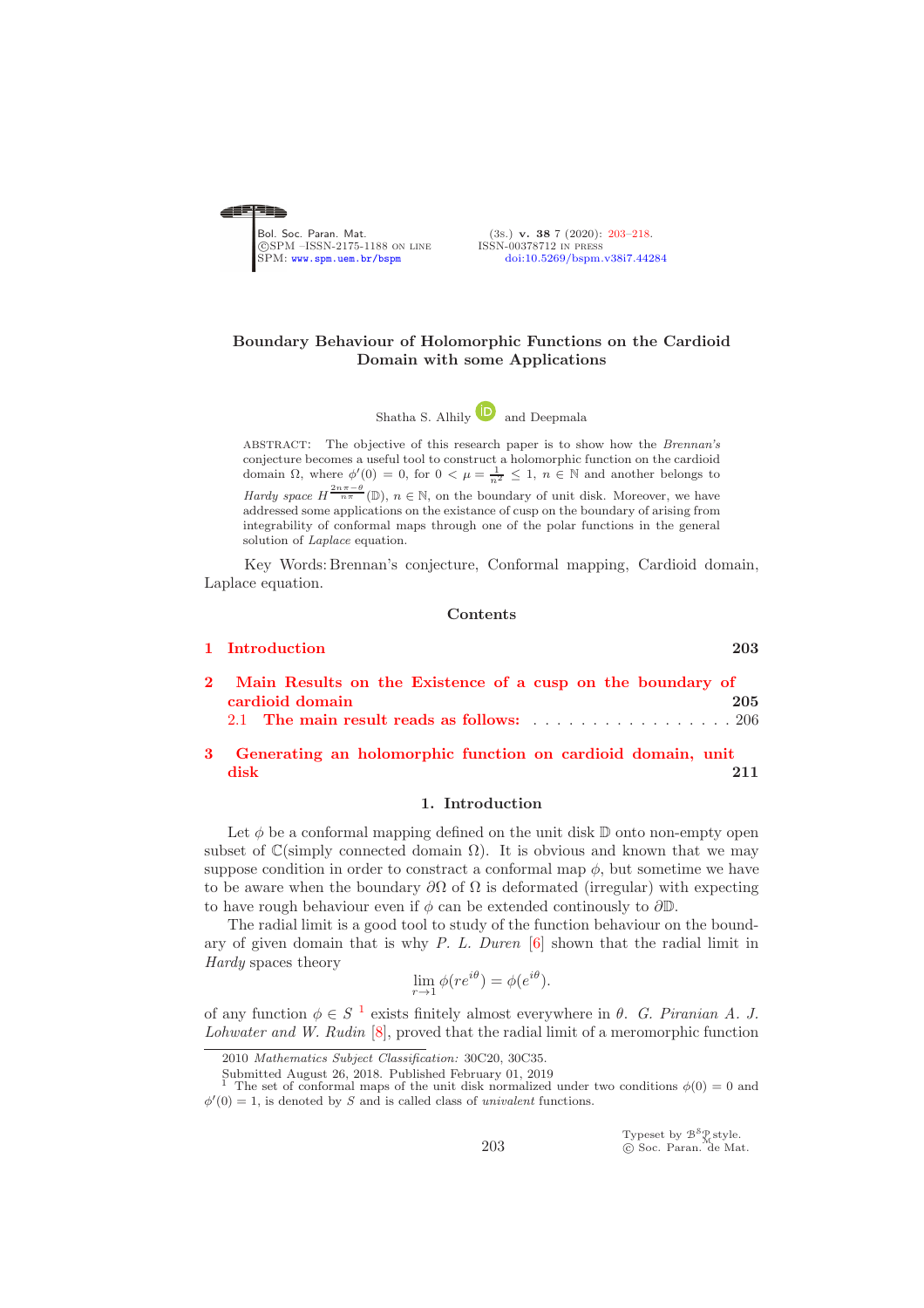# Boundary Behaviour of Holomorphic Functions on the Cardioid Domain with some Applications

Shatha S. Alhily and Deepmala

ABSTRACT: The objective of this research paper is to show how the *Brennan's* conjecture becomes a useful tool to construct a holomorphic function on the cardioid domain $\Omega$, where $\phi'(0) = 0$, for $0 < \mu = \frac{1}{n^2} \leq 1$, $n \in \mathbb{N}$ and another belongs to *Hardy space* $H^{\frac{2n\pi-\theta}{n\pi}}(\mathbb{D})$, $n \in \mathbb{N}$, on the boundary of unit disk. Moreover, we have addressed some applications on the existance of cusp on the boundary of arising from integrability of conformal maps through one of the polar functions in the general solution of *Laplace* equation.

Key Words: Brennan's conjecture, Conformal mapping, Cardioid domain, Laplace equation.

## Contents

1 Introduction 203

2 Main Results on the Existence of a cusp on the boundary of cardioid domain 205
  2.1 The main result reads as follows: 206

3 Generating an holomorphic function on cardioid domain, unit disk 211

## 1. Introduction

Let $\phi$ be a conformal mapping defined on the unit disk $\mathbb{D}$ onto non-empty open subset of $\mathbb{C}$(simply connected domain $\Omega$). It is obvious and known that we may suppose condition in order to constract a conformal map $\phi$, but sometime we have to be aware when the boundary $\partial\Omega$ of $\Omega$ is deformated (irregular) with expecting to have rough behaviour even if $\phi$ can be extended continously to $\partial\mathbb{D}$.

The radial limit is a good tool to study of the function behaviour on the boundary of given domain that is why *P. L. Duren* [6] shown that the radial limit in *Hardy* spaces theory

$$\lim_{r\to 1} \phi(re^{i\theta}) = \phi(e^{i\theta}).$$

of any function $\phi \in S$ [1] exists finitely almost everywhere in $\theta$. *G. Piranian A. J. Lohwater and W. Rudin* [8], proved that the radial limit of a meromorphic function

---

2010 *Mathematics Subject Classification:* 30C20, 30C35.

Submitted August 26, 2018. Published February 01, 2019

[1] The set of conformal maps of the unit disk normalized under two conditions $\phi(0) = 0$ and $\phi'(0) = 1$, is denoted by $S$ and is called class of *univalent* functions.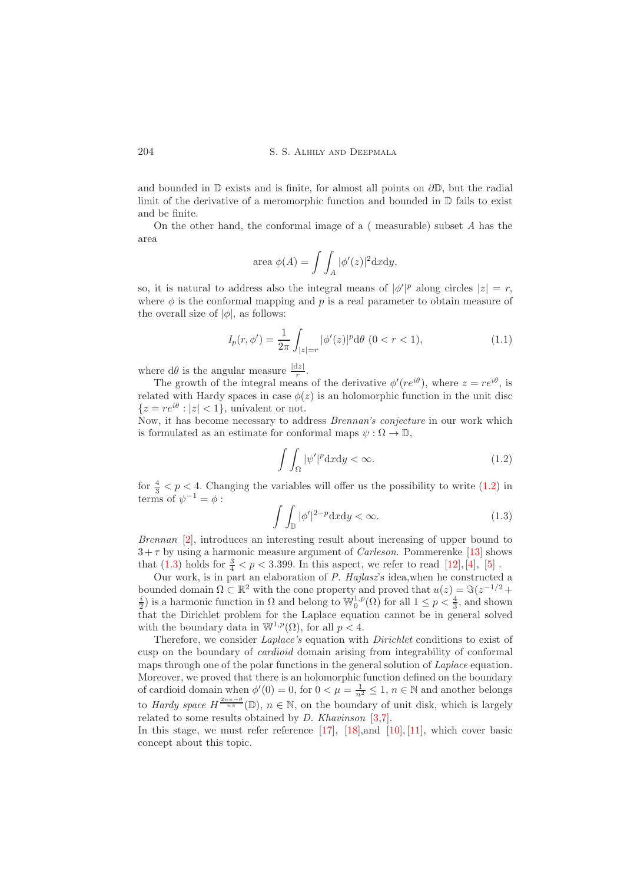and bounded in $\mathbb{D}$ exists and is finite, for almost all points on $\partial\mathbb{D}$, but the radial limit of the derivative of a meromorphic function and bounded in $\mathbb{D}$ fails to exist and be finite.

On the other hand, the conformal image of a ( measurable) subset $A$ has the area

$$\text{area } \phi(A) = \int\int_A |\phi'(z)|^2 \mathrm{d}x\mathrm{d}y,$$

so, it is natural to address also the integral means of $|\phi'|^p$ along circles $|z| = r$, where $\phi$ is the conformal mapping and $p$ is a real parameter to obtain measure of the overall size of $|\phi|$, as follows:

$$I_p(r, \phi') = \frac{1}{2\pi} \int_{|z|=r} |\phi'(z)|^p \mathrm{d}\theta \ (0 < r < 1), \tag{1.1}$$

where $\mathrm{d}\theta$ is the angular measure $\frac{|\mathrm{d}z|}{r}$.

The growth of the integral means of the derivative $\phi'(re^{i\theta})$, where $z = re^{i\theta}$, is related with Hardy spaces in case $\phi(z)$ is an holomorphic function in the unit disc $\{z = re^{i\theta} : |z| < 1\}$, univalent or not.

Now, it has become necessary to address *Brennan's conjecture* in our work which is formulated as an estimate for conformal maps $\psi : \Omega \to \mathbb{D}$,

$$\int\int_\Omega |\psi'|^p \mathrm{d}x\mathrm{d}y < \infty. \tag{1.2}$$

for $\frac{4}{3} < p < 4$. Changing the variables will offer us the possibility to write (1.2) in terms of $\psi^{-1} = \phi$ :

$$\int\int_\mathbb{D} |\phi'|^{2-p} \mathrm{d}x\mathrm{d}y < \infty. \tag{1.3}$$

*Brennan* [2], introduces an interesting result about increasing of upper bound to $3 + \tau$ by using a harmonic measure argument of *Carleson*. Pommerenke [13] shows that (1.3) holds for $\frac{3}{4} < p < 3.399$. In this aspect, we refer to read [12], [4], [5] .

Our work, is in part an elaboration of *P. Hajlasz*'s idea,when he constructed a bounded domain $\Omega \subset \mathbb{R}^2$ with the cone property and proved that $u(z) = \Im(z^{-1/2} + \frac{i}{2})$ is a harmonic function in $\Omega$ and belong to $\mathbb{W}_0^{1,p}(\Omega)$ for all $1 \leq p < \frac{4}{3}$, and shown that the Dirichlet problem for the Laplace equation cannot be in general solved with the boundary data in $\mathbb{W}^{1,p}(\Omega)$, for all $p < 4$.

Therefore, we consider *Laplace's* equation with *Dirichlet* conditions to exist of cusp on the boundary of *cardioid* domain arising from integrability of conformal maps through one of the polar functions in the general solution of *Laplace* equation. Moreover, we proved that there is an holomorphic function defined on the boundary of cardioid domain when $\phi'(0) = 0$, for $0 < \mu = \frac{1}{n^2} \leq 1$, $n \in \mathbb{N}$ and another belongs to *Hardy space* $H^{\frac{2n\pi-\theta}{n\pi}}(\mathbb{D})$, $n \in \mathbb{N}$, on the boundary of unit disk, which is largely related to some results obtained by *D. Khavinson* [3,7].

In this stage, we must refer reference [17], [18],and [10], [11], which cover basic concept about this topic.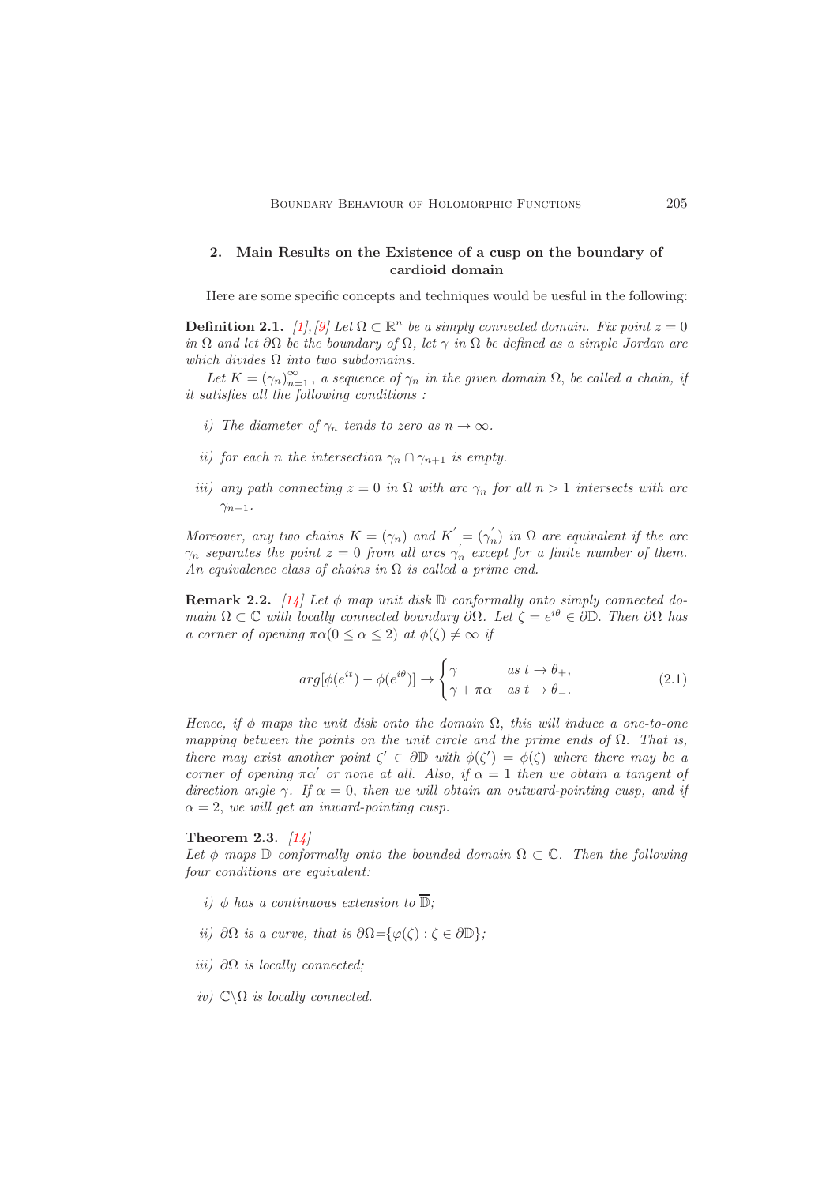## 2. Main Results on the Existence of a cusp on the boundary of cardioid domain

Here are some specific concepts and techniques would be uesful in the following:

**Definition 2.1.** *[1],[9] Let $\Omega \subset \mathbb{R}^n$ be a simply connected domain. Fix point $z = 0$ in $\Omega$ and let $\partial\Omega$ be the boundary of $\Omega$, let $\gamma$ in $\Omega$ be defined as a simple Jordan arc which divides $\Omega$ into two subdomains.*

*Let $K = (\gamma_n)_{n=1}^{\infty}$, a sequence of $\gamma_n$ in the given domain $\Omega$, be called a chain, if it satisfies all the following conditions :*

- *i) The diameter of $\gamma_n$ tends to zero as $n \to \infty$.*
- *ii) for each $n$ the intersection $\gamma_n \cap \gamma_{n+1}$ is empty.*
- *iii) any path connecting $z = 0$ in $\Omega$ with arc $\gamma_n$ for all $n > 1$ intersects with arc $\gamma_{n-1}$.*

*Moreover, any two chains $K = (\gamma_n)$ and $K^{'} = (\gamma_n^{'})$ in $\Omega$ are equivalent if the arc $\gamma_n$ separates the point $z = 0$ from all arcs $\gamma_n^{'}$ except for a finite number of them. An equivalence class of chains in $\Omega$ is called a prime end.*

**Remark 2.2.** *[14] Let $\phi$ map unit disk $\mathbb{D}$ conformally onto simply connected domain $\Omega \subset \mathbb{C}$ with locally connected boundary $\partial\Omega$. Let $\zeta = e^{i\theta} \in \partial\mathbb{D}$. Then $\partial\Omega$ has a corner of opening $\pi\alpha (0 \leq \alpha \leq 2)$ at $\phi(\zeta) \neq \infty$ if*

$$arg[\phi(e^{it}) - \phi(e^{i\theta})] \to \begin{cases} \gamma & as\ t \to \theta_+, \\ \gamma + \pi\alpha & as\ t \to \theta_-. \end{cases} \tag{2.1}$$

*Hence, if $\phi$ maps the unit disk onto the domain $\Omega$, this will induce a one-to-one mapping between the points on the unit circle and the prime ends of $\Omega$. That is, there may exist another point $\zeta' \in \partial\mathbb{D}$ with $\phi(\zeta') = \phi(\zeta)$ where there may be a corner of opening $\pi\alpha'$ or none at all. Also, if $\alpha = 1$ then we obtain a tangent of direction angle $\gamma$. If $\alpha = 0$, then we will obtain an outward-pointing cusp, and if $\alpha = 2$, we will get an inward-pointing cusp.*

**Theorem 2.3.** *[14]*
*Let $\phi$ maps $\mathbb{D}$ conformally onto the bounded domain $\Omega \subset \mathbb{C}$. Then the following four conditions are equivalent:*

- *i) $\phi$ has a continuous extension to $\overline{\mathbb{D}}$;*
- *ii) $\partial\Omega$ is a curve, that is $\partial\Omega$={$\varphi(\zeta) : \zeta \in \partial\mathbb{D}$};*
- *iii) $\partial\Omega$ is locally connected;*
- *iv) $\mathbb{C}\backslash\Omega$ is locally connected.*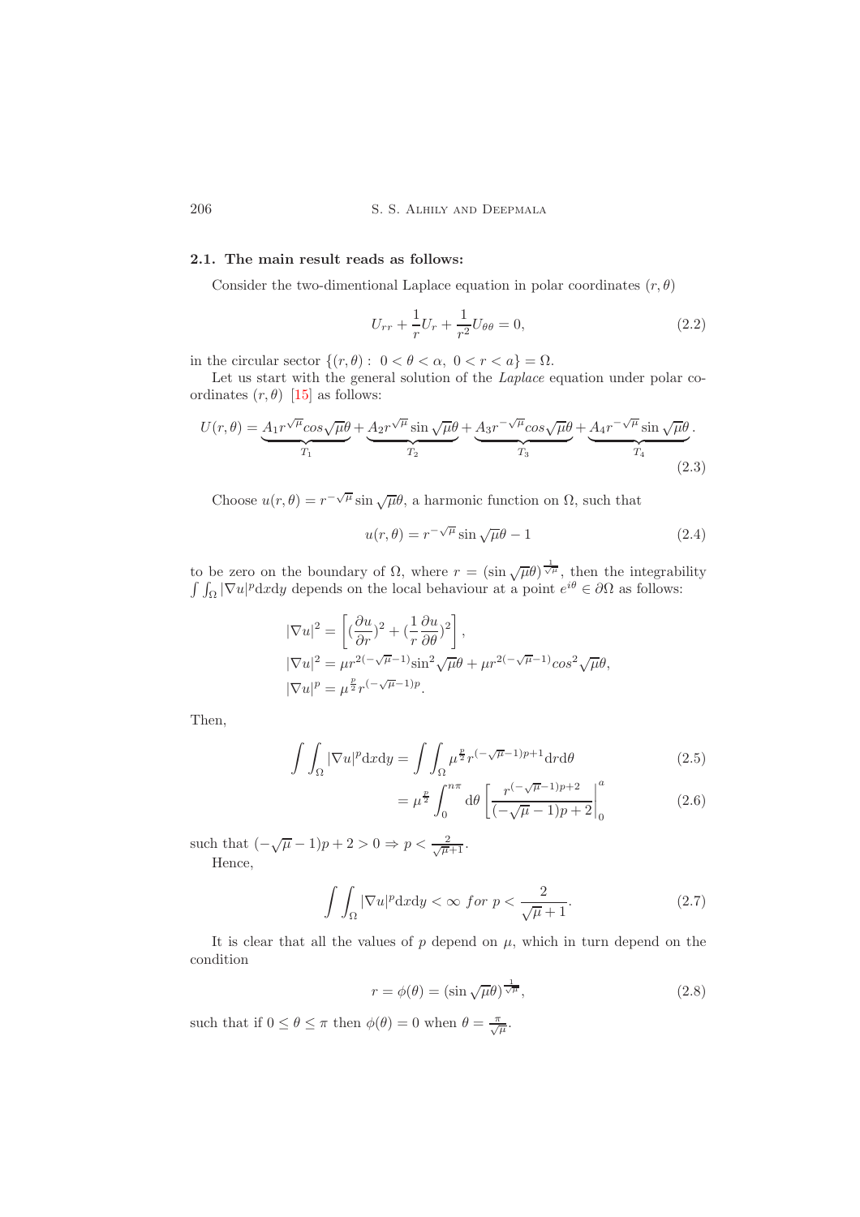### 2.1. The main result reads as follows:

Consider the two-dimentional Laplace equation in polar coordinates $(r, \theta)$

$$U_{rr} + \frac{1}{r}U_r + \frac{1}{r^2}U_{\theta\theta} = 0, \tag{2.2}$$

in the circular sector $\{(r, \theta) : \ 0 < \theta < \alpha, \ 0 < r < a\} = \Omega$.

Let us start with the general solution of the *Laplace* equation under polar coordinates $(r, \theta)$ [15] as follows:

$$U(r, \theta) = \underbrace{A_1 r^{\sqrt{\mu}} cos\sqrt{\mu}\theta}_{T_1} + \underbrace{A_2 r^{\sqrt{\mu}} \sin\sqrt{\mu}\theta}_{T_2} + \underbrace{A_3 r^{-\sqrt{\mu}} cos\sqrt{\mu}\theta}_{T_3} + \underbrace{A_4 r^{-\sqrt{\mu}} \sin\sqrt{\mu}\theta}_{T_4}. \tag{2.3}$$

Choose $u(r, \theta) = r^{-\sqrt{\mu}} \sin\sqrt{\mu}\theta$, a harmonic function on $\Omega$, such that

$$u(r, \theta) = r^{-\sqrt{\mu}} \sin\sqrt{\mu}\theta - 1 \tag{2.4}$$

to be zero on the boundary of $\Omega$, where $r = (\sin\sqrt{\mu}\theta)^{\frac{1}{\sqrt{\mu}}}$, then the integrability $\int\int_\Omega |\nabla u|^p \mathrm{d}x\mathrm{d}y$ depends on the local behaviour at a point $e^{i\theta} \in \partial\Omega$ as follows:

$$|\nabla u|^2 = \left[ (\frac{\partial u}{\partial r})^2 + (\frac{1}{r}\frac{\partial u}{\partial \theta})^2 \right],$$
$$|\nabla u|^2 = \mu r^{2(-\sqrt{\mu}-1)} \sin^2\sqrt{\mu}\theta + \mu r^{2(-\sqrt{\mu}-1)} cos^2\sqrt{\mu}\theta,$$
$$|\nabla u|^p = \mu^{\frac{p}{2}} r^{(-\sqrt{\mu}-1)p}.$$

Then,

$$\int\int_\Omega |\nabla u|^p \mathrm{d}x\mathrm{d}y = \int\int_\Omega \mu^{\frac{p}{2}} r^{(-\sqrt{\mu}-1)p+1} \mathrm{d}r\mathrm{d}\theta \tag{2.5}$$

$$= \mu^{\frac{p}{2}} \int_0^{n\pi} \mathrm{d}\theta \left[ \frac{r^{(-\sqrt{\mu}-1)p+2}}{(-\sqrt{\mu}-1)p+2} \right|_0^a \tag{2.6}$$

such that $(-\sqrt{\mu}-1)p + 2 > 0 \Rightarrow p < \frac{2}{\sqrt{\mu}+1}$.

Hence,

$$\int\int_\Omega |\nabla u|^p \mathrm{d}x\mathrm{d}y < \infty \ for \ p < \frac{2}{\sqrt{\mu}+1}. \tag{2.7}$$

It is clear that all the values of $p$ depend on $\mu$, which in turn depend on the condition

$$r = \phi(\theta) = (\sin\sqrt{\mu}\theta)^{\frac{1}{\sqrt{\mu}}}, \tag{2.8}$$

such that if $0 \leq \theta \leq \pi$ then $\phi(\theta) = 0$ when $\theta = \frac{\pi}{\sqrt{\mu}}$.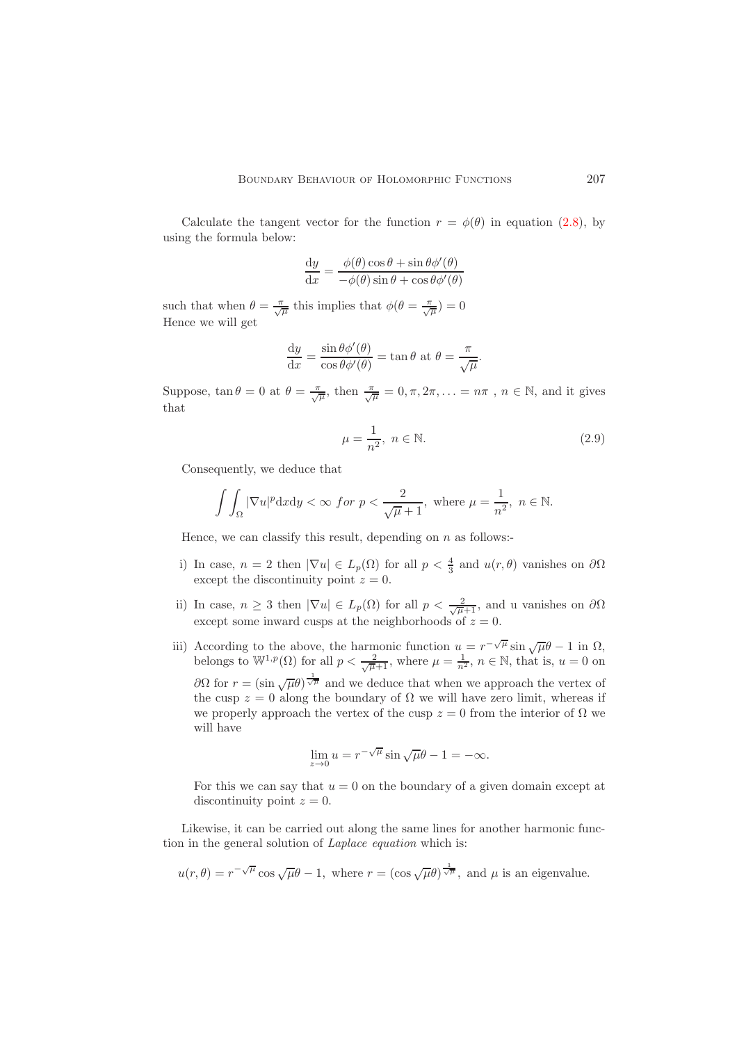Calculate the tangent vector for the function $r = \phi(\theta)$ in equation (2.8), by using the formula below:

$$\frac{\mathrm{d}y}{\mathrm{d}x} = \frac{\phi(\theta)\cos\theta + \sin\theta\phi'(\theta)}{-\phi(\theta)\sin\theta + \cos\theta\phi'(\theta)}$$

such that when $\theta = \frac{\pi}{\sqrt{\mu}}$ this implies that $\phi(\theta = \frac{\pi}{\sqrt{\mu}}) = 0$
Hence we will get

$$\frac{\mathrm{d}y}{\mathrm{d}x} = \frac{\sin\theta\phi'(\theta)}{\cos\theta\phi'(\theta)} = \tan\theta \text{ at } \theta = \frac{\pi}{\sqrt{\mu}}.$$

Suppose, $\tan\theta = 0$ at $\theta = \frac{\pi}{\sqrt{\mu}}$, then $\frac{\pi}{\sqrt{\mu}} = 0, \pi, 2\pi, \ldots = n\pi$ , $n \in \mathbb{N}$, and it gives that

$$\mu = \frac{1}{n^2},\ n \in \mathbb{N}. \tag{2.9}$$

Consequently, we deduce that

$$\int\int_{\Omega} |\nabla u|^p \mathrm{d}x\mathrm{d}y < \infty \ \textit{for}\ p < \frac{2}{\sqrt{\mu}+1},\ \text{where}\ \mu = \frac{1}{n^2},\ n \in \mathbb{N}.$$

Hence, we can classify this result, depending on $n$ as follows:-

i) In case, $n = 2$ then $|\nabla u| \in L_p(\Omega)$ for all $p < \frac{4}{3}$ and $u(r,\theta)$ vanishes on $\partial\Omega$ except the discontinuity point $z = 0$.

ii) In case, $n \geq 3$ then $|\nabla u| \in L_p(\Omega)$ for all $p < \frac{2}{\sqrt{\mu}+1}$, and u vanishes on $\partial\Omega$ except some inward cusps at the neighborhoods of $z = 0$.

iii) According to the above, the harmonic function $u = r^{-\sqrt{\mu}} \sin\sqrt{\mu}\theta - 1$ in $\Omega$, belongs to $\mathbb{W}^{1,p}(\Omega)$ for all $p < \frac{2}{\sqrt{\mu}+1}$, where $\mu = \frac{1}{n^2}$, $n \in \mathbb{N}$, that is, $u = 0$ on $\partial\Omega$ for $r = (\sin\sqrt{\mu}\theta)^{\frac{1}{\sqrt{\mu}}}$ and we deduce that when we approach the vertex of the cusp $z = 0$ along the boundary of $\Omega$ we will have zero limit, whereas if we properly approach the vertex of the cusp $z = 0$ from the interior of $\Omega$ we will have

$$\lim_{z\to 0} u = r^{-\sqrt{\mu}} \sin\sqrt{\mu}\theta - 1 = -\infty.$$

For this we can say that $u = 0$ on the boundary of a given domain except at discontinuity point $z = 0$.

Likewise, it can be carried out along the same lines for another harmonic function in the general solution of *Laplace equation* which is:

$$u(r,\theta) = r^{-\sqrt{\mu}} \cos\sqrt{\mu}\theta - 1,\ \text{where}\ r = (\cos\sqrt{\mu}\theta)^{\frac{1}{\sqrt{\mu}}},\ \text{and}\ \mu\ \text{is an eigenvalue.}$$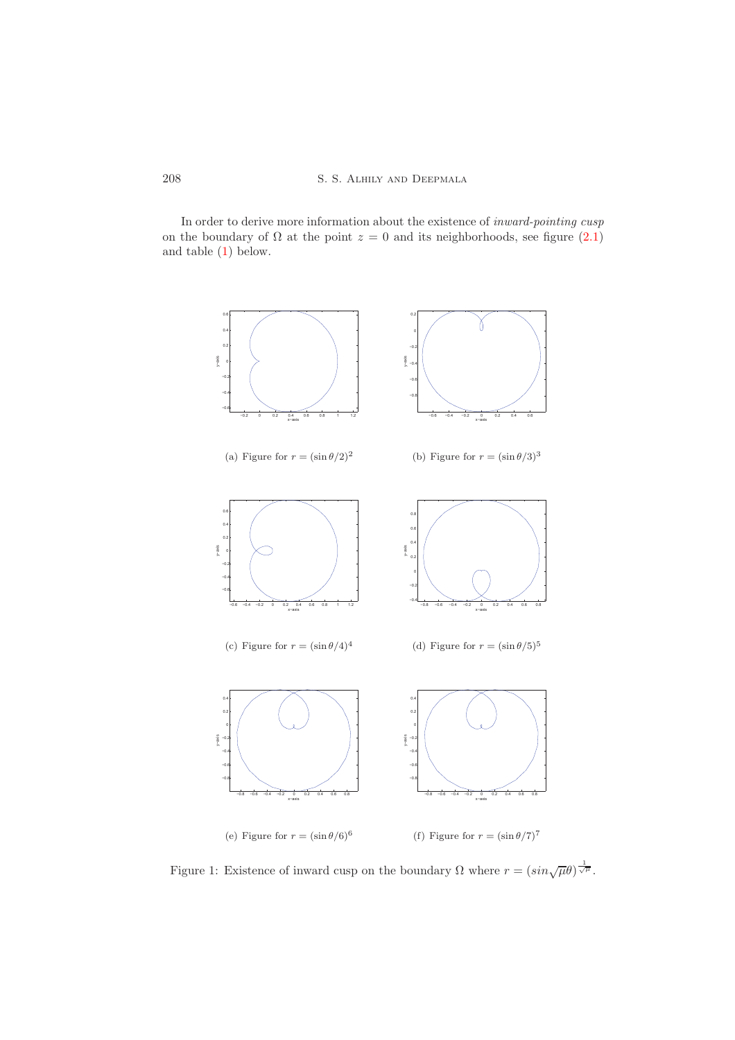In order to derive more information about the existence of *inward-pointing cusp* on the boundary of $\Omega$ at the point $z = 0$ and its neighborhoods, see figure (2.1) and table (1) below.

(a) Figure for $r = (\sin\theta/2)^2$

(b) Figure for $r = (\sin\theta/3)^3$

(c) Figure for $r = (\sin\theta/4)^4$

(d) Figure for $r = (\sin\theta/5)^5$

(e) Figure for $r = (\sin\theta/6)^6$

(f) Figure for $r = (\sin\theta/7)^7$

Figure 1: Existence of inward cusp on the boundary $\Omega$ where $r = (sin\sqrt{\mu}\theta)^{\frac{1}{\sqrt{\mu}}}$.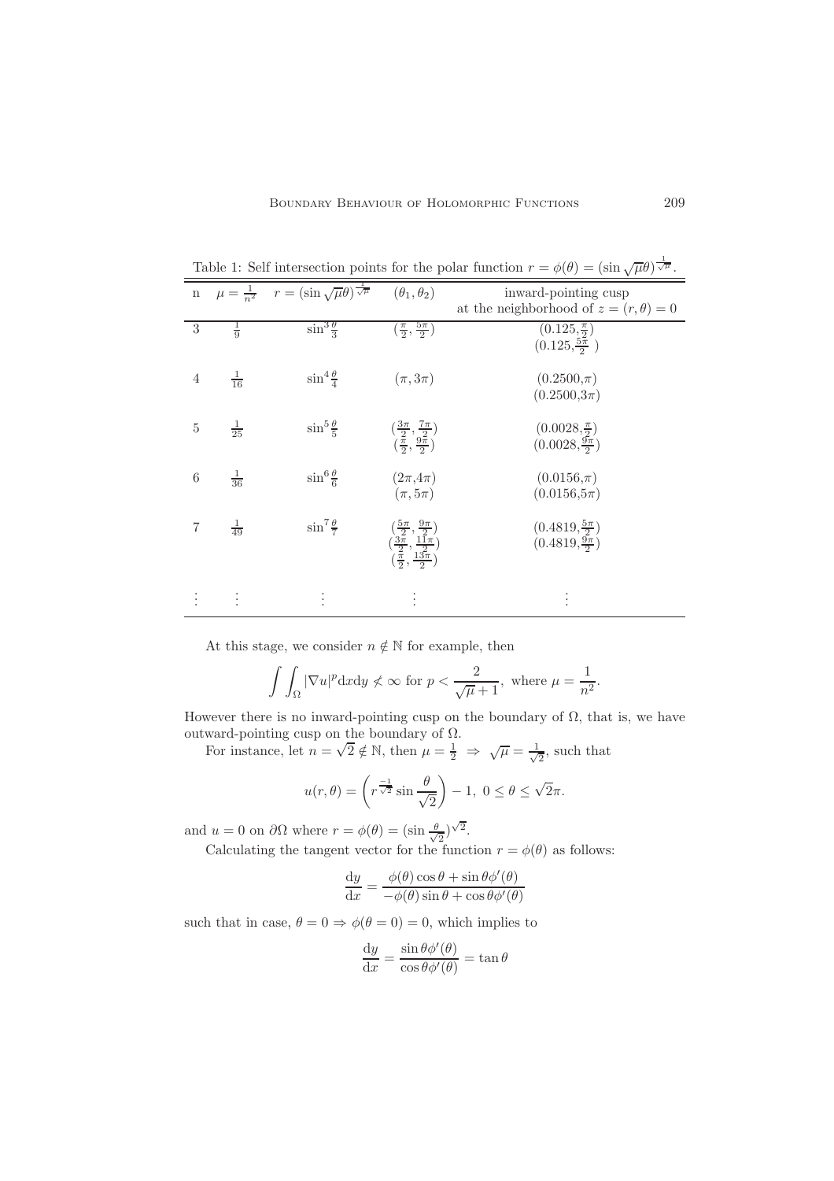Table 1: Self intersection points for the polar function $r = \phi(\theta) = (\sin\sqrt{\mu}\theta)^{\frac{1}{\sqrt{\mu}}}$.

| n | $\mu = \frac{1}{n^2}$ | $r = (\sin\sqrt{\mu}\theta)^{\frac{1}{\sqrt{\mu}}}$ | $(\theta_1, \theta_2)$ | inward-pointing cusp at the neighborhood of $z = (r, \theta) = 0$ |
|---|---|---|---|---|
| 3 | $\frac{1}{9}$ | $\sin^3\frac{\theta}{3}$ | $(\frac{\pi}{2}, \frac{5\pi}{2})$ | $(0.125, \frac{\pi}{2})$ $(0.125, \frac{5\pi}{2})$ |
| 4 | $\frac{1}{16}$ | $\sin^4\frac{\theta}{4}$ | $(\pi, 3\pi)$ | $(0.2500, \pi)$ $(0.2500, 3\pi)$ |
| 5 | $\frac{1}{25}$ | $\sin^5\frac{\theta}{5}$ | $(\frac{3\pi}{2}, \frac{7\pi}{2})$ $(\frac{\pi}{2}, \frac{9\pi}{2})$ | $(0.0028, \frac{\pi}{2})$ $(0.0028, \frac{9\pi}{2})$ |
| 6 | $\frac{1}{36}$ | $\sin^6\frac{\theta}{6}$ | $(2\pi, 4\pi)$ $(\pi, 5\pi)$ | $(0.0156, \pi)$ $(0.0156, 5\pi)$ |
| 7 | $\frac{1}{49}$ | $\sin^7\frac{\theta}{7}$ | $(\frac{5\pi}{2}, \frac{9\pi}{2})$ $(\frac{3\pi}{2}, \frac{11\pi}{2})$ $(\frac{\pi}{2}, \frac{13\pi}{2})$ | $(0.4819, \frac{5\pi}{2})$ $(0.4819, \frac{9\pi}{2})$ |
| ⋮ | ⋮ | ⋮ | ⋮ | ⋮ |

At this stage, we consider $n \notin \mathbb{N}$ for example, then

$$\int\int_{\Omega} |\nabla u|^p \mathrm{d}x\mathrm{d}y \not< \infty \text{ for } p < \frac{2}{\sqrt{\mu}+1}, \text{ where } \mu = \frac{1}{n^2}.$$

However there is no inward-pointing cusp on the boundary of $\Omega$, that is, we have outward-pointing cusp on the boundary of $\Omega$.

For instance, let $n = \sqrt{2} \notin \mathbb{N}$, then $\mu = \frac{1}{2} \Rightarrow \sqrt{\mu} = \frac{1}{\sqrt{2}}$, such that

$$u(r, \theta) = \left( r^{\frac{-1}{\sqrt{2}}} \sin\frac{\theta}{\sqrt{2}} \right) - 1, \ 0 \leq \theta \leq \sqrt{2}\pi.$$

and $u = 0$ on $\partial\Omega$ where $r = \phi(\theta) = (\sin\frac{\theta}{\sqrt{2}})^{\sqrt{2}}$.

Calculating the tangent vector for the function $r = \phi(\theta)$ as follows:

$$\frac{\mathrm{d}y}{\mathrm{d}x} = \frac{\phi(\theta)\cos\theta + \sin\theta\phi'(\theta)}{-\phi(\theta)\sin\theta + \cos\theta\phi'(\theta)}$$

such that in case, $\theta = 0 \Rightarrow \phi(\theta = 0) = 0$, which implies to

$$\frac{\mathrm{d}y}{\mathrm{d}x} = \frac{\sin\theta\phi'(\theta)}{\cos\theta\phi'(\theta)} = \tan\theta$$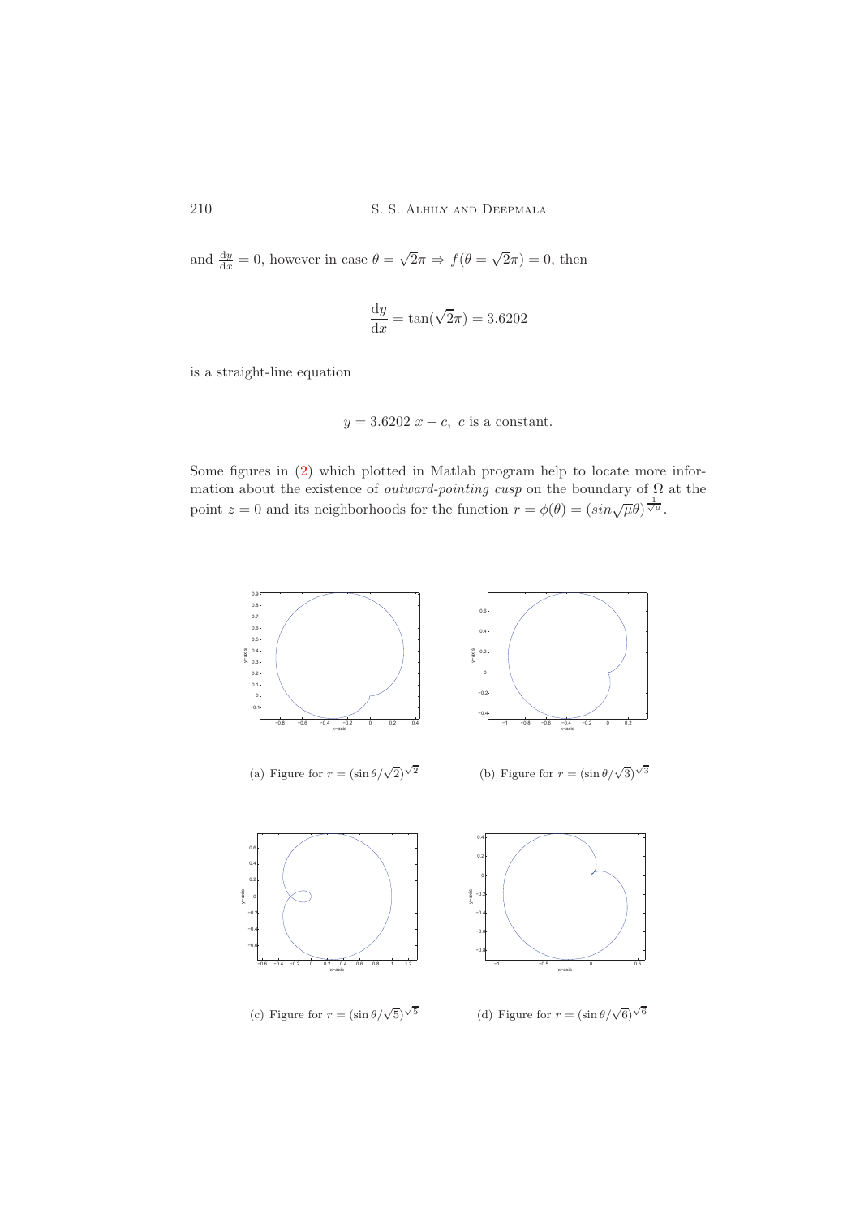and $\frac{\mathrm{d}y}{\mathrm{d}x} = 0$, however in case $\theta = \sqrt{2}\pi \Rightarrow f(\theta = \sqrt{2}\pi) = 0$, then

$$\frac{\mathrm{d}y}{\mathrm{d}x} = \tan(\sqrt{2}\pi) = 3.6202$$

is a straight-line equation

$$y = 3.6202\ x + c,\ c \text{ is a constant.}$$

Some figures in (2) which plotted in Matlab program help to locate more information about the existence of *outward-pointing cusp* on the boundary of $\Omega$ at the point $z = 0$ and its neighborhoods for the function $r = \phi(\theta) = (sin\sqrt{\mu}\theta)^{\frac{1}{\sqrt{\mu}}}$.

(a) Figure for $r = (\sin\theta/\sqrt{2})^{\sqrt{2}}$

(b) Figure for $r = (\sin\theta/\sqrt{3})^{\sqrt{3}}$

(c) Figure for $r = (\sin\theta/\sqrt{5})^{\sqrt{5}}$

(d) Figure for $r = (\sin\theta/\sqrt{6})^{\sqrt{6}}$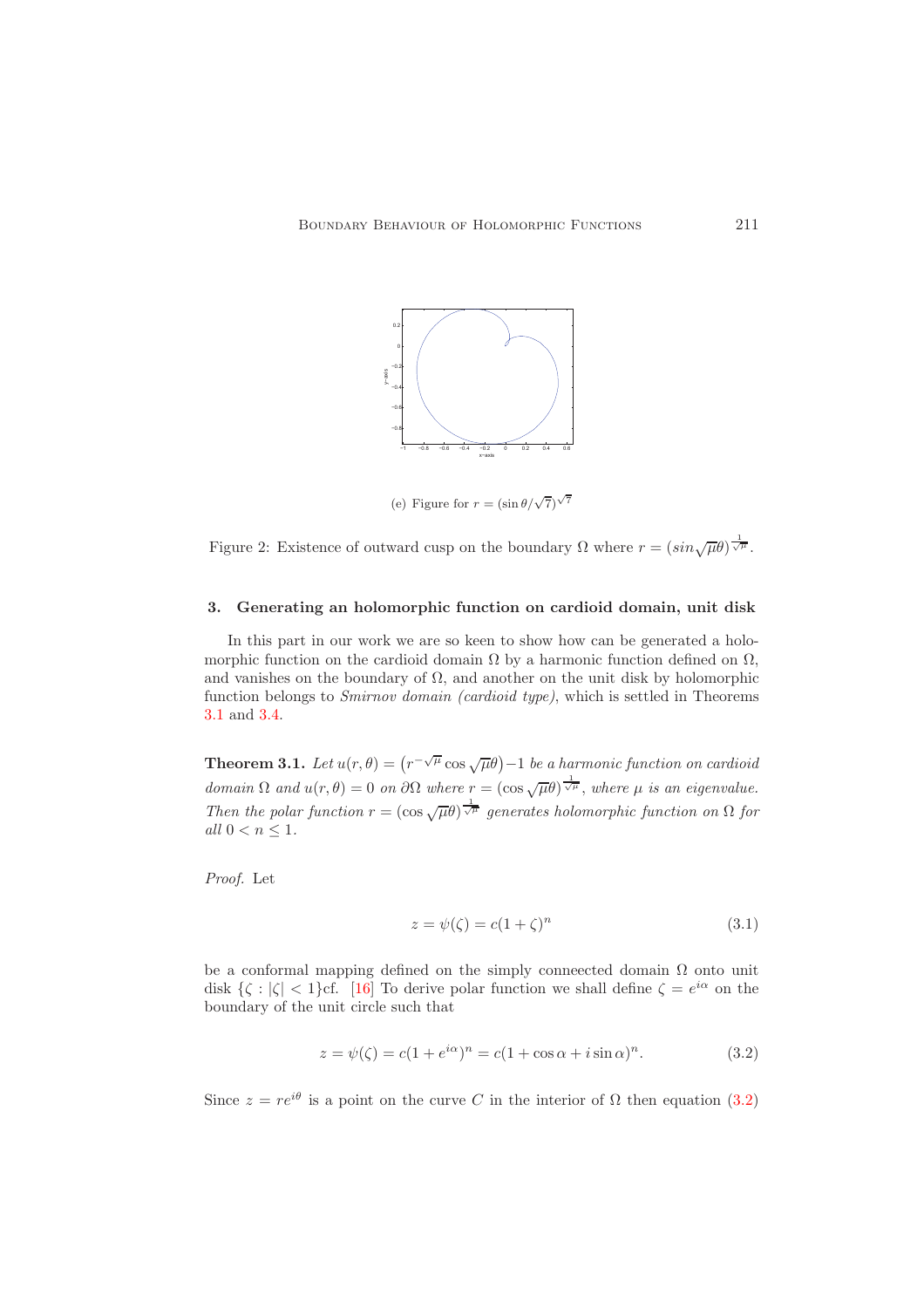(e) Figure for $r = (\sin\theta/\sqrt{7})^{\sqrt{7}}$

Figure 2: Existence of outward cusp on the boundary $\Omega$ where $r = (sin\sqrt{\mu}\theta)^{\frac{1}{\sqrt{\mu}}}$.

## 3. Generating an holomorphic function on cardioid domain, unit disk

In this part in our work we are so keen to show how can be generated a holomorphic function on the cardioid domain $\Omega$ by a harmonic function defined on $\Omega$, and vanishes on the boundary of $\Omega$, and another on the unit disk by holomorphic function belongs to *Smirnov domain (cardioid type)*, which is settled in Theorems 3.1 and 3.4.

**Theorem 3.1.** *Let $u(r,\theta) = \left(r^{-\sqrt{\mu}}\cos\sqrt{\mu}\theta\right) - 1$ be a harmonic function on cardioid domain $\Omega$ and $u(r,\theta) = 0$ on $\partial\Omega$ where $r = (\cos\sqrt{\mu}\theta)^{\frac{1}{\sqrt{\mu}}}$, where $\mu$ is an eigenvalue. Then the polar function $r = (\cos\sqrt{\mu}\theta)^{\frac{1}{\sqrt{\mu}}}$ generates holomorphic function on $\Omega$ for all $0 < n \leq 1$.*

*Proof.* Let

$$z = \psi(\zeta) = c(1+\zeta)^n \tag{3.1}$$

be a conformal mapping defined on the simply conneected domain $\Omega$ onto unit disk $\{\zeta : |\zeta| < 1\}$cf. [16] To derive polar function we shall define $\zeta = e^{i\alpha}$ on the boundary of the unit circle such that

$$z = \psi(\zeta) = c(1+e^{i\alpha})^n = c(1+\cos\alpha + i\sin\alpha)^n. \tag{3.2}$$

Since $z = re^{i\theta}$ is a point on the curve $C$ in the interior of $\Omega$ then equation (3.2)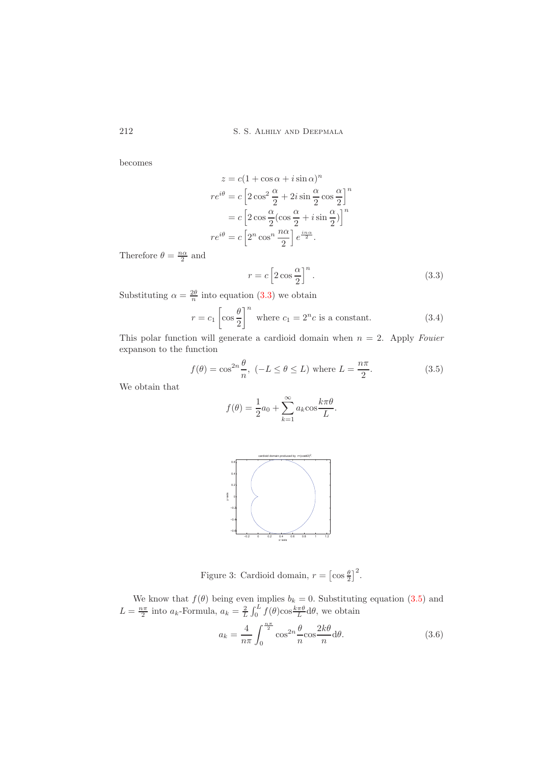becomes

$$
\begin{aligned}
z &= c(1+\cos\alpha + i\sin\alpha)^n \\
re^{i\theta} &= c\left[2\cos^2\frac{\alpha}{2} + 2i\sin\frac{\alpha}{2}\cos\frac{\alpha}{2}\right]^n \\
&= c\left[2\cos\frac{\alpha}{2}(\cos\frac{\alpha}{2} + i\sin\frac{\alpha}{2})\right]^n \\
re^{i\theta} &= c\left[2^n\cos^n\frac{n\alpha}{2}\right]e^{\frac{in\alpha}{2}}.
\end{aligned}
$$

Therefore $\theta = \frac{n\alpha}{2}$ and

$$
r = c\left[2\cos\frac{\alpha}{2}\right]^n. \tag{3.3}
$$

Substituting $\alpha = \frac{2\theta}{n}$ into equation (3.3) we obtain

$$
r = c_1\left[\cos\frac{\theta}{2}\right]^n \text{ where } c_1 = 2^n c \text{ is a constant.} \tag{3.4}
$$

This polar function will generate a cardioid domain when $n = 2$. Apply *Fouier* expanson to the function

$$
f(\theta) = \cos^{2n}\frac{\theta}{n},\ (-L \le \theta \le L) \text{ where } L = \frac{n\pi}{2}. \tag{3.5}
$$

We obtain that

$$
f(\theta) = \frac{1}{2}a_0 + \sum_{k=1}^{\infty} a_k \cos\frac{k\pi\theta}{L}.
$$

Figure 3: Cardioid domain, $r = \left[\cos\frac{\theta}{2}\right]^2$.

We know that $f(\theta)$ being even implies $b_k = 0$. Substituting equation (3.5) and $L = \frac{n\pi}{2}$ into $a_k$-Formula, $a_k = \frac{2}{L}\int_0^L f(\theta)\cos\frac{k\pi\theta}{L}d\theta$, we obtain

$$
a_k = \frac{4}{n\pi}\int_0^{\frac{n\pi}{2}} \cos^{2n}\frac{\theta}{n}\cos\frac{2k\theta}{n}d\theta. \tag{3.6}
$$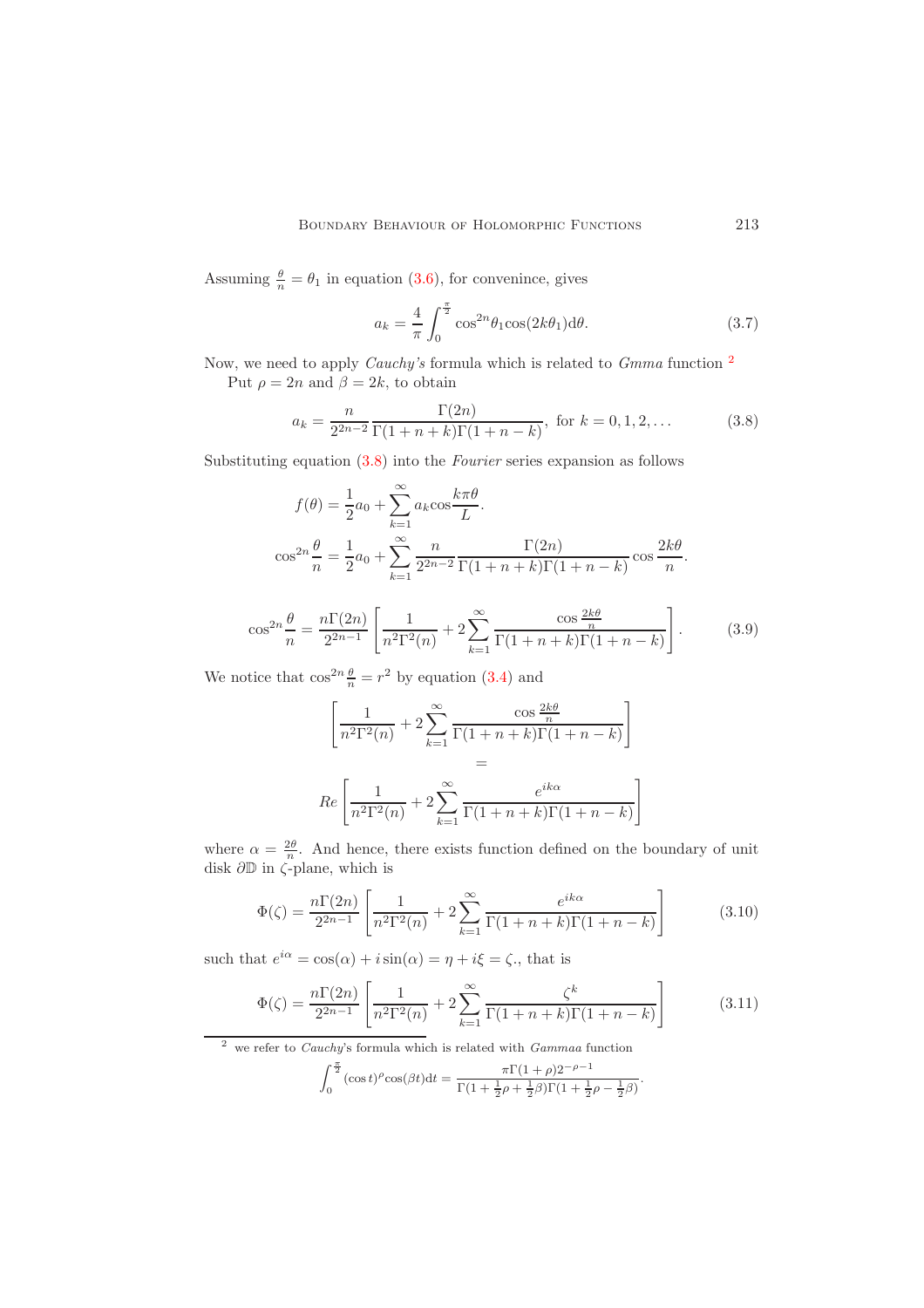Assuming $\frac{\theta}{n} = \theta_1$ in equation (3.6), for convenince, gives

$$a_k = \frac{4}{\pi}\int_0^{\frac{\pi}{2}} \cos^{2n}\theta_1 \cos(2k\theta_1)\mathrm{d}\theta. \tag{3.7}$$

Now, we need to apply *Cauchy's* formula which is related to *Gmma* function [2]

Put $\rho = 2n$ and $\beta = 2k$, to obtain

$$a_k = \frac{n}{2^{2n-2}} \frac{\Gamma(2n)}{\Gamma(1+n+k)\Gamma(1+n-k)}, \text{ for } k = 0, 1, 2, \ldots \tag{3.8}$$

Substituting equation (3.8) into the *Fourier* series expansion as follows

$$f(\theta) = \frac{1}{2}a_0 + \sum_{k=1}^{\infty} a_k \cos\frac{k\pi\theta}{L}.$$

$$\cos^{2n}\frac{\theta}{n} = \frac{1}{2}a_0 + \sum_{k=1}^{\infty} \frac{n}{2^{2n-2}} \frac{\Gamma(2n)}{\Gamma(1+n+k)\Gamma(1+n-k)} \cos\frac{2k\theta}{n}.$$

$$\cos^{2n}\frac{\theta}{n} = \frac{n\Gamma(2n)}{2^{2n-1}}\left[\frac{1}{n^2\Gamma^2(n)} + 2\sum_{k=1}^{\infty} \frac{\cos\frac{2k\theta}{n}}{\Gamma(1+n+k)\Gamma(1+n-k)}\right]. \tag{3.9}$$

We notice that $\cos^{2n}\frac{\theta}{n} = r^2$ by equation (3.4) and

$$\left[\frac{1}{n^2\Gamma^2(n)} + 2\sum_{k=1}^{\infty} \frac{\cos\frac{2k\theta}{n}}{\Gamma(1+n+k)\Gamma(1+n-k)}\right]$$
$$=$$
$$Re\left[\frac{1}{n^2\Gamma^2(n)} + 2\sum_{k=1}^{\infty} \frac{e^{ik\alpha}}{\Gamma(1+n+k)\Gamma(1+n-k)}\right]$$

where $\alpha = \frac{2\theta}{n}$. And hence, there exists function defined on the boundary of unit disk $\partial\mathbb{D}$ in $\zeta$-plane, which is

$$\Phi(\zeta) = \frac{n\Gamma(2n)}{2^{2n-1}}\left[\frac{1}{n^2\Gamma^2(n)} + 2\sum_{k=1}^{\infty} \frac{e^{ik\alpha}}{\Gamma(1+n+k)\Gamma(1+n-k)}\right] \tag{3.10}$$

such that $e^{i\alpha} = \cos(\alpha) + i\sin(\alpha) = \eta + i\xi = \zeta$., that is

$$\Phi(\zeta) = \frac{n\Gamma(2n)}{2^{2n-1}}\left[\frac{1}{n^2\Gamma^2(n)} + 2\sum_{k=1}^{\infty} \frac{\zeta^k}{\Gamma(1+n+k)\Gamma(1+n-k)}\right] \tag{3.11}$$

---

[2] we refer to *Cauchy*'s formula which is related with *Gammaa* function

$$\int_0^{\frac{\pi}{2}} (\cos t)^{\rho} \cos(\beta t)\mathrm{d}t = \frac{\pi\Gamma(1+\rho)2^{-\rho-1}}{\Gamma(1+\frac{1}{2}\rho+\frac{1}{2}\beta)\Gamma(1+\frac{1}{2}\rho-\frac{1}{2}\beta)}.$$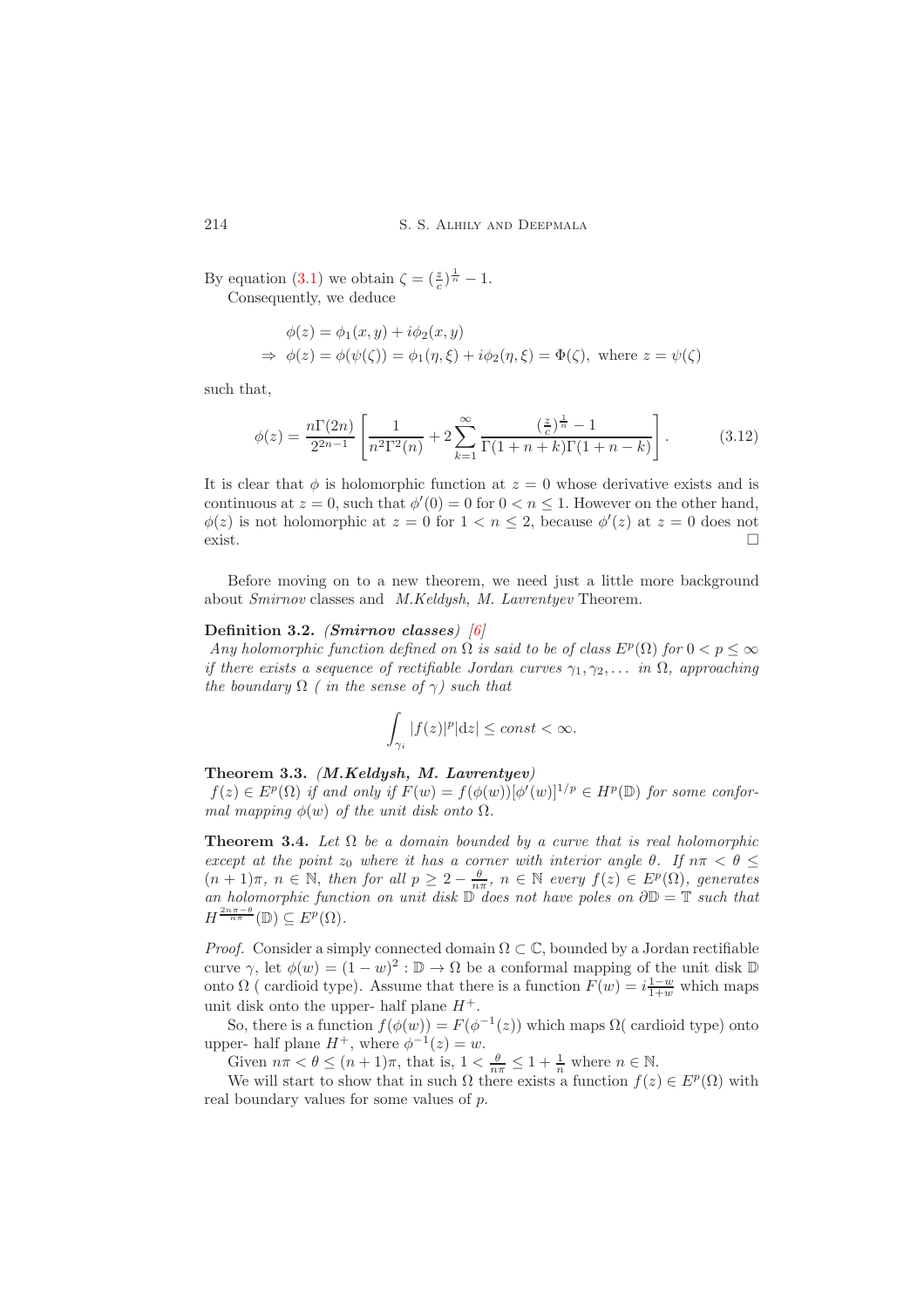By equation (3.1) we obtain $\zeta = (\frac{z}{c})^{\frac{1}{n}} - 1$.

Consequently, we deduce

$$\phi(z) = \phi_1(x, y) + i\phi_2(x, y)$$
$$\Rightarrow \ \phi(z) = \phi(\psi(\zeta)) = \phi_1(\eta, \xi) + i\phi_2(\eta, \xi) = \Phi(\zeta), \text{ where } z = \psi(\zeta)$$

such that,

$$\phi(z) = \frac{n\Gamma(2n)}{2^{2n-1}} \left[ \frac{1}{n^2\Gamma^2(n)} + 2\sum_{k=1}^{\infty} \frac{(\frac{z}{c})^{\frac{1}{n}} - 1}{\Gamma(1+n+k)\Gamma(1+n-k)} \right]. \tag{3.12}$$

It is clear that $\phi$ is holomorphic function at $z = 0$ whose derivative exists and is continuous at $z = 0$, such that $\phi'(0) = 0$ for $0 < n \leq 1$. However on the other hand, $\phi(z)$ is not holomorphic at $z = 0$ for $1 < n \leq 2$, because $\phi'(z)$ at $z = 0$ does not exist. □

Before moving on to a new theorem, we need just a little more background about *Smirnov* classes and *M.Keldysh, M. Lavrentyev* Theorem.

**Definition 3.2.** ***(Smirnov classes)*** *[6]*
*Any holomorphic function defined on $\Omega$ is said to be of class $E^p(\Omega)$ for $0 < p \leq \infty$ if there exists a sequence of rectifiable Jordan curves $\gamma_1, \gamma_2, \ldots$ in $\Omega$, approaching the boundary $\Omega$ ( in the sense of $\gamma$) such that*

$$\int_{\gamma_i} |f(z)|^p |\mathrm{d}z| \leq const < \infty.$$

**Theorem 3.3.** ***(M.Keldysh, M. Lavrentyev)***
*$f(z) \in E^p(\Omega)$ if and only if $F(w) = f(\phi(w))[\phi'(w)]^{1/p} \in H^p(\mathbb{D})$ for some conformal mapping $\phi(w)$ of the unit disk onto $\Omega$.*

**Theorem 3.4.** *Let $\Omega$ be a domain bounded by a curve that is real holomorphic except at the point $z_0$ where it has a corner with interior angle $\theta$. If $n\pi < \theta \leq (n+1)\pi$, $n \in \mathbb{N}$, then for all $p \geq 2 - \frac{\theta}{n\pi}$, $n \in \mathbb{N}$ every $f(z) \in E^p(\Omega)$, generates an holomorphic function on unit disk $\mathbb{D}$ does not have poles on $\partial\mathbb{D} = \mathbb{T}$ such that $H^{\frac{2n\pi - \theta}{n\pi}}(\mathbb{D}) \subseteq E^p(\Omega)$.*

*Proof.* Consider a simply connected domain $\Omega \subset \mathbb{C}$, bounded by a Jordan rectifiable curve $\gamma$, let $\phi(w) = (1-w)^2 : \mathbb{D} \to \Omega$ be a conformal mapping of the unit disk $\mathbb{D}$ onto $\Omega$ ( cardioid type). Assume that there is a function $F(w) = i\frac{1-w}{1+w}$ which maps unit disk onto the upper- half plane $H^+$.

So, there is a function $f(\phi(w)) = F(\phi^{-1}(z))$ which maps $\Omega$( cardioid type) onto upper- half plane $H^+$, where $\phi^{-1}(z) = w$.

Given $n\pi < \theta \leq (n+1)\pi$, that is, $1 < \frac{\theta}{n\pi} \leq 1 + \frac{1}{n}$ where $n \in \mathbb{N}$.

We will start to show that in such $\Omega$ there exists a function $f(z) \in E^p(\Omega)$ with real boundary values for some values of $p$.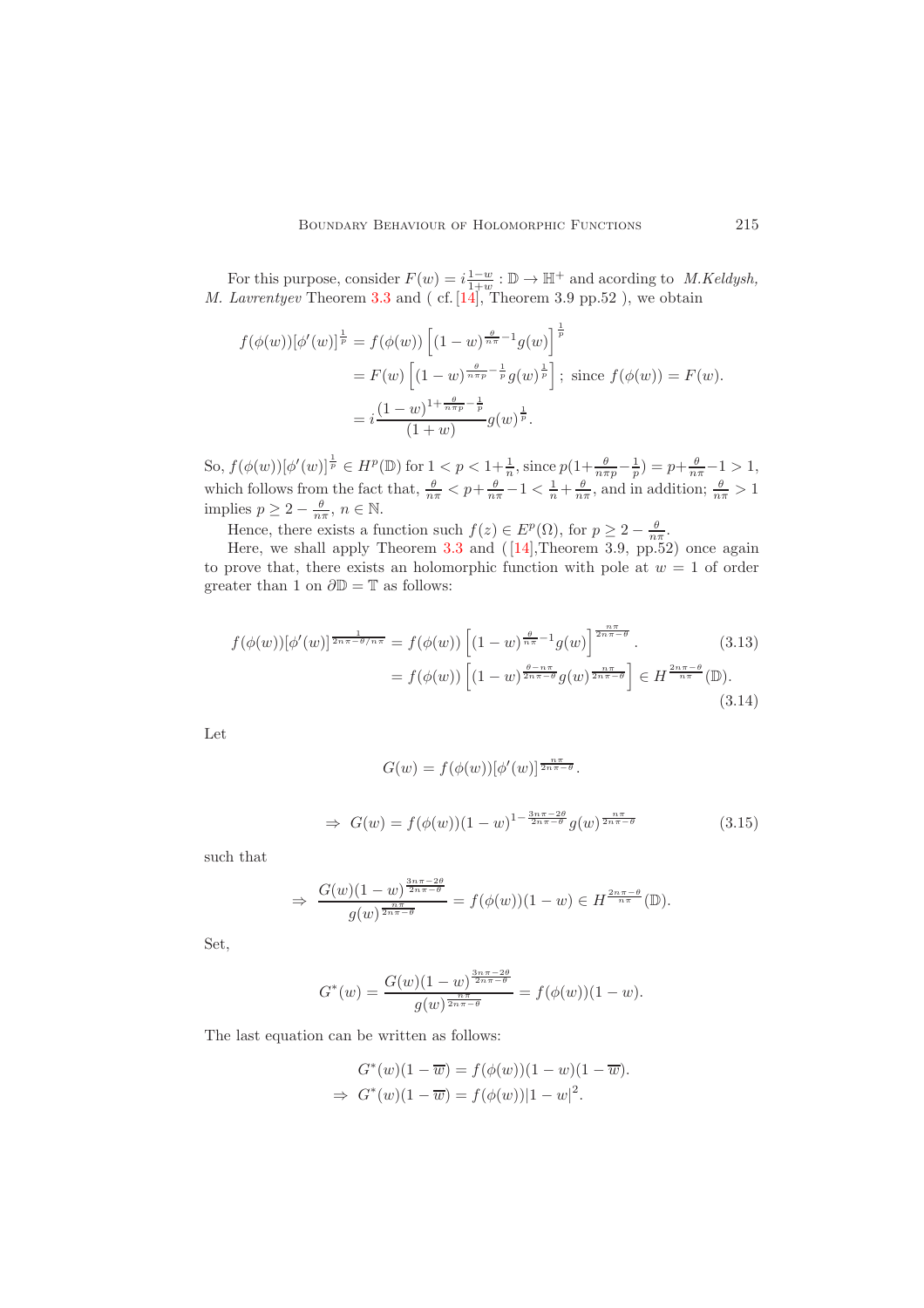For this purpose, consider $F(w) = i\frac{1-w}{1+w} : \mathbb{D} \to \mathbb{H}^+$ and acording to *M.Keldysh, M. Lavrentyev* Theorem 3.3 and ( cf. [14], Theorem 3.9 pp.52 ), we obtain

$$
\begin{aligned}
f(\phi(w))[\phi'(w)]^{\frac{1}{p}} &= f(\phi(w))\left[(1-w)^{\frac{\theta}{n\pi}-1}g(w)\right]^{\frac{1}{p}} \\
&= F(w)\left[(1-w)^{\frac{\theta}{n\pi p}-\frac{1}{p}}g(w)^{\frac{1}{p}}\right]; \text{ since } f(\phi(w)) = F(w). \\
&= i\frac{(1-w)^{1+\frac{\theta}{n\pi p}-\frac{1}{p}}}{(1+w)}g(w)^{\frac{1}{p}}.
\end{aligned}
$$

So, $f(\phi(w))[\phi'(w)]^{\frac{1}{p}} \in H^p(\mathbb{D})$ for $1 < p < 1+\frac{1}{n}$, since $p(1+\frac{\theta}{n\pi p}-\frac{1}{p}) = p+\frac{\theta}{n\pi}-1 > 1$, which follows from the fact that, $\frac{\theta}{n\pi} < p+\frac{\theta}{n\pi}-1 < \frac{1}{n}+\frac{\theta}{n\pi}$, and in addition; $\frac{\theta}{n\pi} > 1$ implies $p \geq 2-\frac{\theta}{n\pi}$, $n \in \mathbb{N}$.

Hence, there exists a function such $f(z) \in E^p(\Omega)$, for $p \geq 2-\frac{\theta}{n\pi}$.

Here, we shall apply Theorem 3.3 and ( [14],Theorem 3.9, pp.52) once again to prove that, there exists an holomorphic function with pole at $w = 1$ of order greater than 1 on $\partial\mathbb{D} = \mathbb{T}$ as follows:

$$
f(\phi(w))[\phi'(w)]^{\frac{1}{2n\pi-\theta/n\pi}} = f(\phi(w))\left[(1-w)^{\frac{\theta}{n\pi}-1}g(w)\right]^{\frac{n\pi}{2n\pi-\theta}}. \tag{3.13}
$$

$$
= f(\phi(w))\left[(1-w)^{\frac{\theta-n\pi}{2n\pi-\theta}}g(w)^{\frac{n\pi}{2n\pi-\theta}}\right] \in H^{\frac{2n\pi-\theta}{n\pi}}(\mathbb{D}). \tag{3.14}
$$

Let

$$
G(w) = f(\phi(w))[\phi'(w)]^{\frac{n\pi}{2n\pi-\theta}}.
$$

$$
\Rightarrow\ G(w) = f(\phi(w))(1-w)^{1-\frac{3n\pi-2\theta}{2n\pi-\theta}}g(w)^{\frac{n\pi}{2n\pi-\theta}} \tag{3.15}
$$

such that

$$
\Rightarrow\ \frac{G(w)(1-w)^{\frac{3n\pi-2\theta}{2n\pi-\theta}}}{g(w)^{\frac{n\pi}{2n\pi-\theta}}} = f(\phi(w))(1-w) \in H^{\frac{2n\pi-\theta}{n\pi}}(\mathbb{D}).
$$

Set,

$$
G^*(w) = \frac{G(w)(1-w)^{\frac{3n\pi-2\theta}{2n\pi-\theta}}}{g(w)^{\frac{n\pi}{2n\pi-\theta}}} = f(\phi(w))(1-w).
$$

The last equation can be written as follows:

$$
\begin{aligned}
G^*(w)(1-\overline{w}) &= f(\phi(w))(1-w)(1-\overline{w}). \\
\Rightarrow\ G^*(w)(1-\overline{w}) &= f(\phi(w))|1-w|^2.
\end{aligned}
$$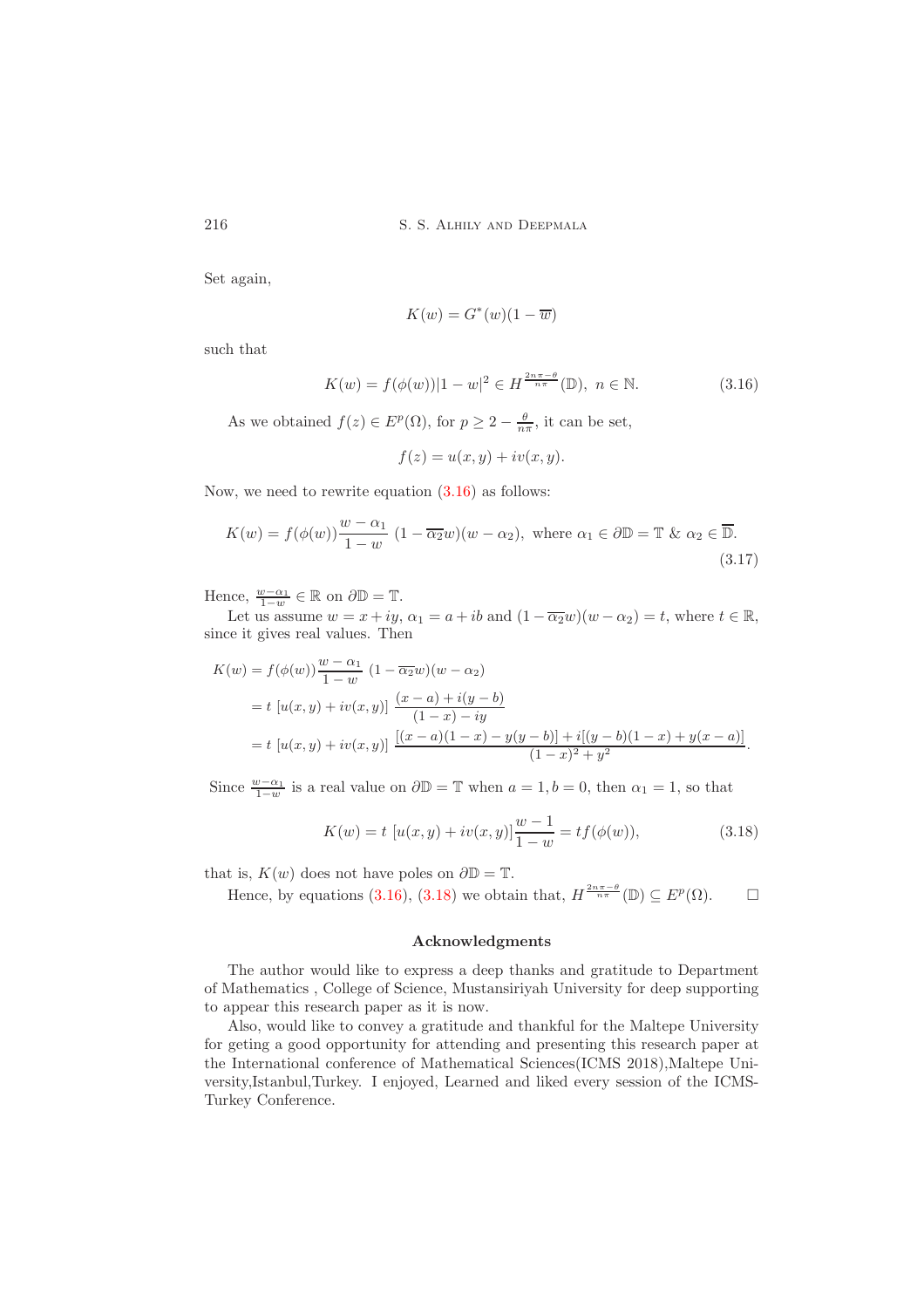Set again,

$$K(w) = G^*(w)(1 - \overline{w})$$

such that

$$K(w) = f(\phi(w))|1 - w|^2 \in H^{\frac{2n\pi - \theta}{n\pi}}(\mathbb{D}),\ n \in \mathbb{N}. \tag{3.16}$$

As we obtained $f(z) \in E^p(\Omega)$, for $p \geq 2 - \frac{\theta}{n\pi}$, it can be set,

$$f(z) = u(x, y) + iv(x, y).$$

Now, we need to rewrite equation (3.16) as follows:

$$K(w) = f(\phi(w))\frac{w - \alpha_1}{1 - w}\ (1 - \overline{\alpha_2}w)(w - \alpha_2),\ \text{where } \alpha_1 \in \partial\mathbb{D} = \mathbb{T}\ \&\ \alpha_2 \in \overline{\mathbb{D}}. \tag{3.17}$$

Hence, $\frac{w - \alpha_1}{1 - w} \in \mathbb{R}$ on $\partial\mathbb{D} = \mathbb{T}$.

Let us assume $w = x + iy$, $\alpha_1 = a + ib$ and $(1 - \overline{\alpha_2}w)(w - \alpha_2) = t$, where $t \in \mathbb{R}$, since it gives real values. Then

$$\begin{aligned}
K(w) &= f(\phi(w))\frac{w - \alpha_1}{1 - w}\ (1 - \overline{\alpha_2}w)(w - \alpha_2) \\
&= t\ [u(x, y) + iv(x, y)]\ \frac{(x - a) + i(y - b)}{(1 - x) - iy} \\
&= t\ [u(x, y) + iv(x, y)]\ \frac{[(x - a)(1 - x) - y(y - b)] + i[(y - b)(1 - x) + y(x - a)]}{(1 - x)^2 + y^2}.
\end{aligned}$$

Since $\frac{w - \alpha_1}{1 - w}$ is a real value on $\partial\mathbb{D} = \mathbb{T}$ when $a = 1, b = 0$, then $\alpha_1 = 1$, so that

$$K(w) = t\ [u(x, y) + iv(x, y)]\frac{w - 1}{1 - w} = tf(\phi(w)), \tag{3.18}$$

that is, $K(w)$ does not have poles on $\partial\mathbb{D} = \mathbb{T}$.

Hence, by equations (3.16), (3.18) we obtain that, $H^{\frac{2n\pi - \theta}{n\pi}}(\mathbb{D}) \subseteq E^p(\Omega)$. □

### Acknowledgments

The author would like to express a deep thanks and gratitude to Department of Mathematics , College of Science, Mustansiriyah University for deep supporting to appear this research paper as it is now.

Also, would like to convey a gratitude and thankful for the Maltepe University for geting a good opportunity for attending and presenting this research paper at the International conference of Mathematical Sciences(ICMS 2018),Maltepe University,Istanbul,Turkey. I enjoyed, Learned and liked every session of the ICMS-Turkey Conference.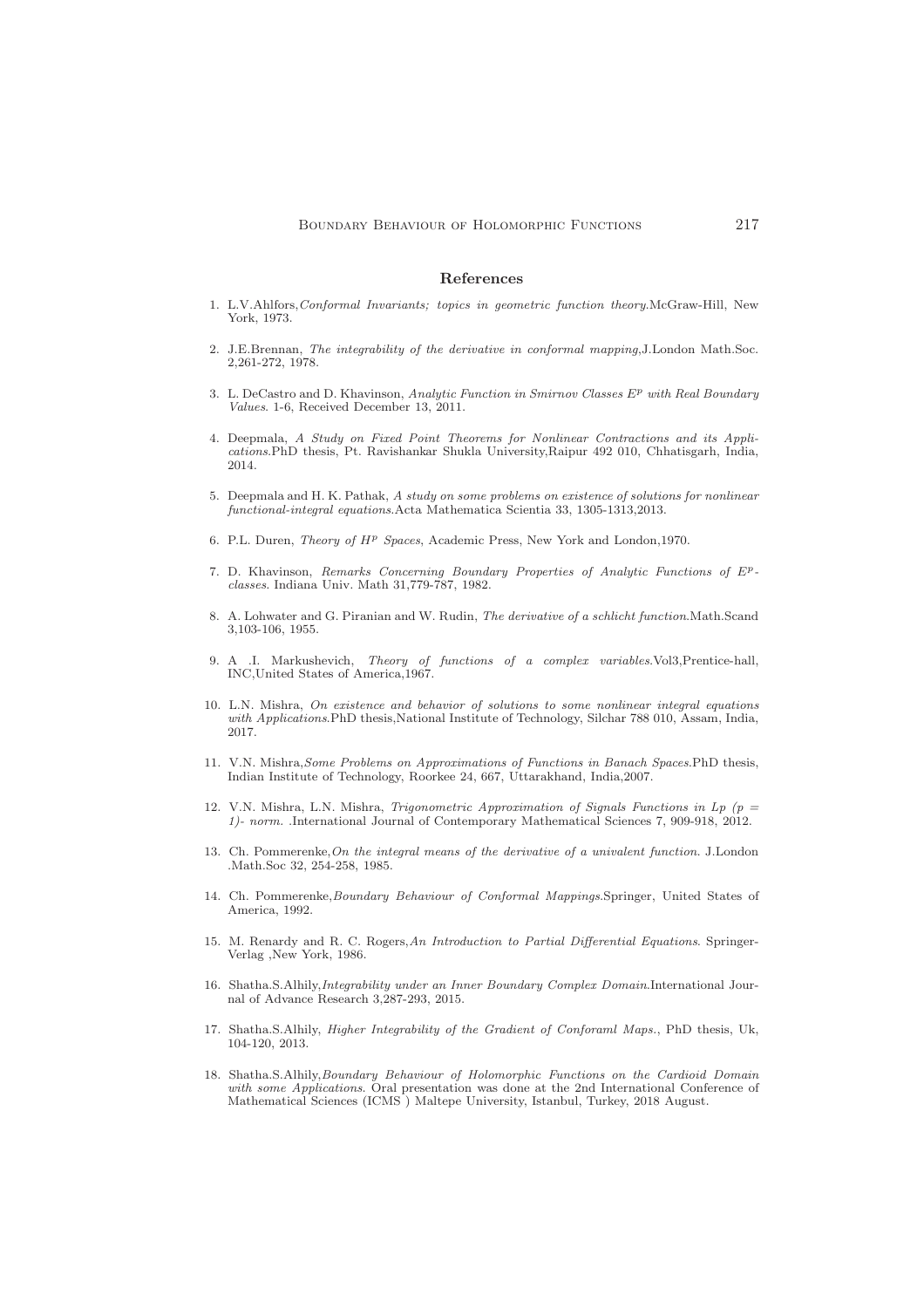## References

1. L.V.Ahlfors,*Conformal Invariants; topics in geometric function theory.*McGraw-Hill, New York, 1973.

2. J.E.Brennan, *The integrability of the derivative in conformal mapping*,J.London Math.Soc. 2,261-272, 1978.

3. L. DeCastro and D. Khavinson, *Analytic Function in Smirnov Classes $E^p$ with Real Boundary Values*. 1-6, Received December 13, 2011.

4. Deepmala, *A Study on Fixed Point Theorems for Nonlinear Contractions and its Applications.*PhD thesis, Pt. Ravishankar Shukla University,Raipur 492 010, Chhatisgarh, India, 2014.

5. Deepmala and H. K. Pathak, *A study on some problems on existence of solutions for nonlinear functional-integral equations.*Acta Mathematica Scientia 33, 1305-1313,2013.

6. P.L. Duren, *Theory of $H^p$ Spaces*, Academic Press, New York and London,1970.

7. D. Khavinson, *Remarks Concerning Boundary Properties of Analytic Functions of $E^p$-classes*. Indiana Univ. Math 31,779-787, 1982.

8. A. Lohwater and G. Piranian and W. Rudin, *The derivative of a schlicht function.*Math.Scand 3,103-106, 1955.

9. A .I. Markushevich, *Theory of functions of a complex variables.*Vol3,Prentice-hall, INC,United States of America,1967.

10. L.N. Mishra, *On existence and behavior of solutions to some nonlinear integral equations with Applications.*PhD thesis,National Institute of Technology, Silchar 788 010, Assam, India, 2017.

11. V.N. Mishra,*Some Problems on Approximations of Functions in Banach Spaces.*PhD thesis, Indian Institute of Technology, Roorkee 24, 667, Uttarakhand, India,2007.

12. V.N. Mishra, L.N. Mishra, *Trigonometric Approximation of Signals Functions in Lp ($p$ = 1)- norm.* .International Journal of Contemporary Mathematical Sciences 7, 909-918, 2012.

13. Ch. Pommerenke,*On the integral means of the derivative of a univalent function*. J.London .Math.Soc 32, 254-258, 1985.

14. Ch. Pommerenke,*Boundary Behaviour of Conformal Mappings.*Springer, United States of America, 1992.

15. M. Renardy and R. C. Rogers,*An Introduction to Partial Differential Equations*. Springer-Verlag ,New York, 1986.

16. Shatha.S.Alhily,*Integrability under an Inner Boundary Complex Domain.*International Journal of Advance Research 3,287-293, 2015.

17. Shatha.S.Alhily, *Higher Integrability of the Gradient of Conforaml Maps.*, PhD thesis, Uk, 104-120, 2013.

18. Shatha.S.Alhily,*Boundary Behaviour of Holomorphic Functions on the Cardioid Domain with some Applications*. Oral presentation was done at the 2nd International Conference of Mathematical Sciences (ICMS ) Maltepe University, Istanbul, Turkey, 2018 August.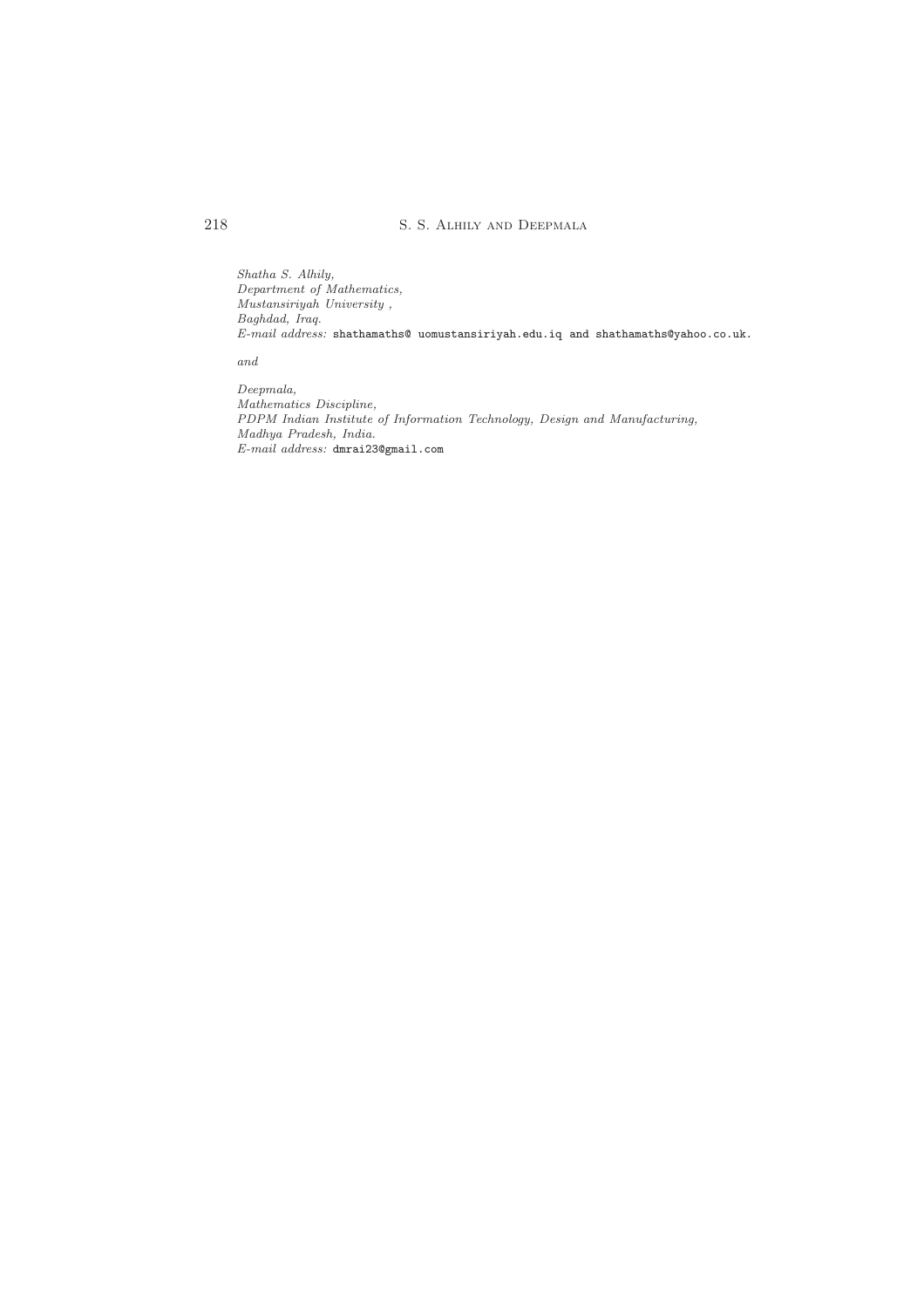*Shatha S. Alhily,*
*Department of Mathematics,*
*Mustansiriyah University ,*
*Baghdad, Iraq.*
*E-mail address:* shathamaths@ uomustansiriyah.edu.iq and shathamaths@yahoo.co.uk.

*and*

*Deepmala,*
*Mathematics Discipline,*
*PDPM Indian Institute of Information Technology, Design and Manufacturing,*
*Madhya Pradesh, India.*
*E-mail address:* dmrai23@gmail.com